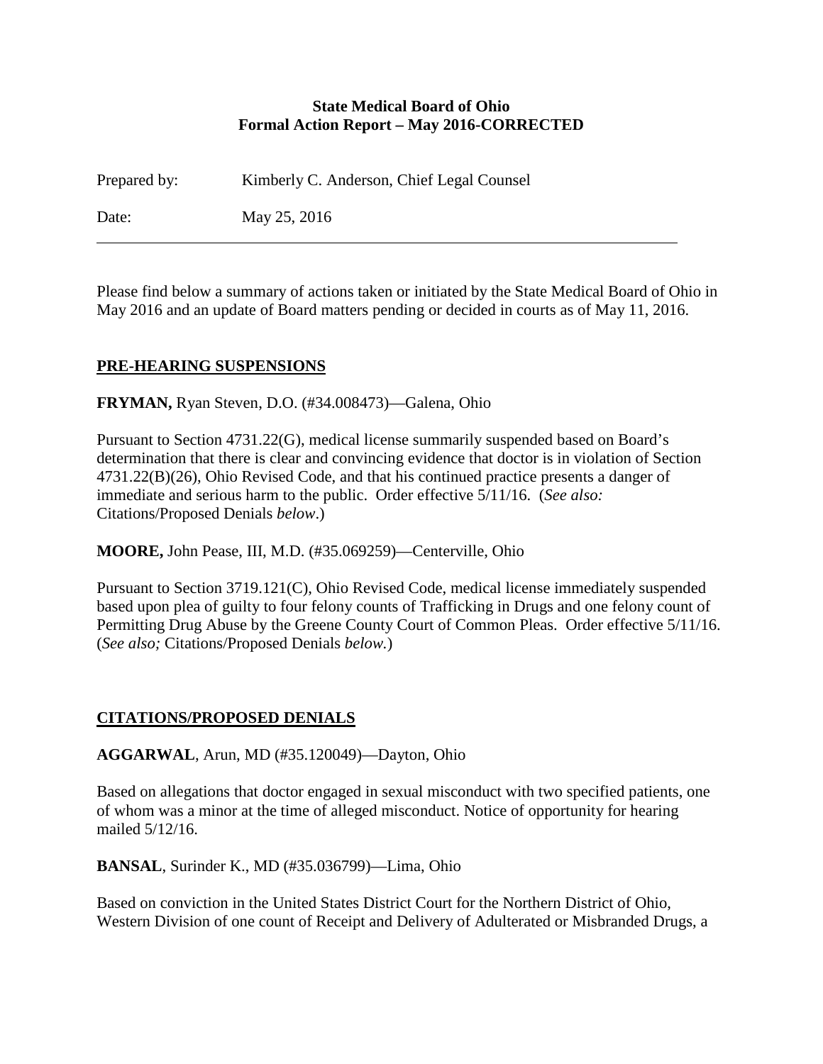**State Medical Board of Ohio**
**Formal Action Report – May 2016-CORRECTED**

Prepared by: Kimberly C. Anderson, Chief Legal Counsel

Date: May 25, 2016

---

Please find below a summary of actions taken or initiated by the State Medical Board of Ohio in May 2016 and an update of Board matters pending or decided in courts as of May 11, 2016.

## PRE-HEARING SUSPENSIONS

**FRYMAN,** Ryan Steven, D.O. (#34.008473)—Galena, Ohio

Pursuant to Section 4731.22(G), medical license summarily suspended based on Board's determination that there is clear and convincing evidence that doctor is in violation of Section 4731.22(B)(26), Ohio Revised Code, and that his continued practice presents a danger of immediate and serious harm to the public. Order effective 5/11/16. (*See also:* Citations/Proposed Denials *below*.)

**MOORE,** John Pease, III, M.D. (#35.069259)—Centerville, Ohio

Pursuant to Section 3719.121(C), Ohio Revised Code, medical license immediately suspended based upon plea of guilty to four felony counts of Trafficking in Drugs and one felony count of Permitting Drug Abuse by the Greene County Court of Common Pleas. Order effective 5/11/16. (*See also;* Citations/Proposed Denials *below.*)

## CITATIONS/PROPOSED DENIALS

**AGGARWAL**, Arun, MD (#35.120049)—Dayton, Ohio

Based on allegations that doctor engaged in sexual misconduct with two specified patients, one of whom was a minor at the time of alleged misconduct. Notice of opportunity for hearing mailed 5/12/16.

**BANSAL**, Surinder K., MD (#35.036799)—Lima, Ohio

Based on conviction in the United States District Court for the Northern District of Ohio, Western Division of one count of Receipt and Delivery of Adulterated or Misbranded Drugs, a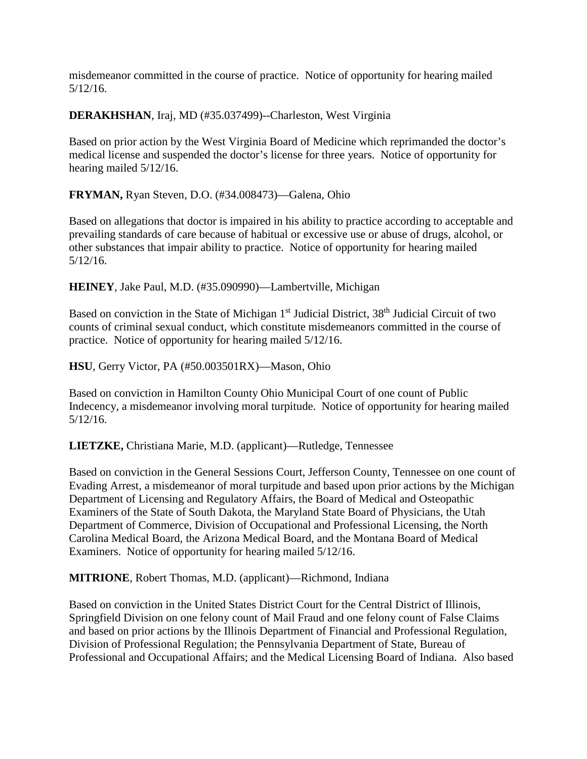misdemeanor committed in the course of practice. Notice of opportunity for hearing mailed 5/12/16.

**DERAKHSHAN**, Iraj, MD (#35.037499)--Charleston, West Virginia

Based on prior action by the West Virginia Board of Medicine which reprimanded the doctor's medical license and suspended the doctor's license for three years. Notice of opportunity for hearing mailed 5/12/16.

**FRYMAN,** Ryan Steven, D.O. (#34.008473)—Galena, Ohio

Based on allegations that doctor is impaired in his ability to practice according to acceptable and prevailing standards of care because of habitual or excessive use or abuse of drugs, alcohol, or other substances that impair ability to practice. Notice of opportunity for hearing mailed 5/12/16.

**HEINEY**, Jake Paul, M.D. (#35.090990)—Lambertville, Michigan

Based on conviction in the State of Michigan 1st Judicial District, 38th Judicial Circuit of two counts of criminal sexual conduct, which constitute misdemeanors committed in the course of practice. Notice of opportunity for hearing mailed 5/12/16.

**HSU**, Gerry Victor, PA (#50.003501RX)—Mason, Ohio

Based on conviction in Hamilton County Ohio Municipal Court of one count of Public Indecency, a misdemeanor involving moral turpitude. Notice of opportunity for hearing mailed 5/12/16.

**LIETZKE,** Christiana Marie, M.D. (applicant)—Rutledge, Tennessee

Based on conviction in the General Sessions Court, Jefferson County, Tennessee on one count of Evading Arrest, a misdemeanor of moral turpitude and based upon prior actions by the Michigan Department of Licensing and Regulatory Affairs, the Board of Medical and Osteopathic Examiners of the State of South Dakota, the Maryland State Board of Physicians, the Utah Department of Commerce, Division of Occupational and Professional Licensing, the North Carolina Medical Board, the Arizona Medical Board, and the Montana Board of Medical Examiners. Notice of opportunity for hearing mailed 5/12/16.

**MITRIONE**, Robert Thomas, M.D. (applicant)—Richmond, Indiana

Based on conviction in the United States District Court for the Central District of Illinois, Springfield Division on one felony count of Mail Fraud and one felony count of False Claims and based on prior actions by the Illinois Department of Financial and Professional Regulation, Division of Professional Regulation; the Pennsylvania Department of State, Bureau of Professional and Occupational Affairs; and the Medical Licensing Board of Indiana. Also based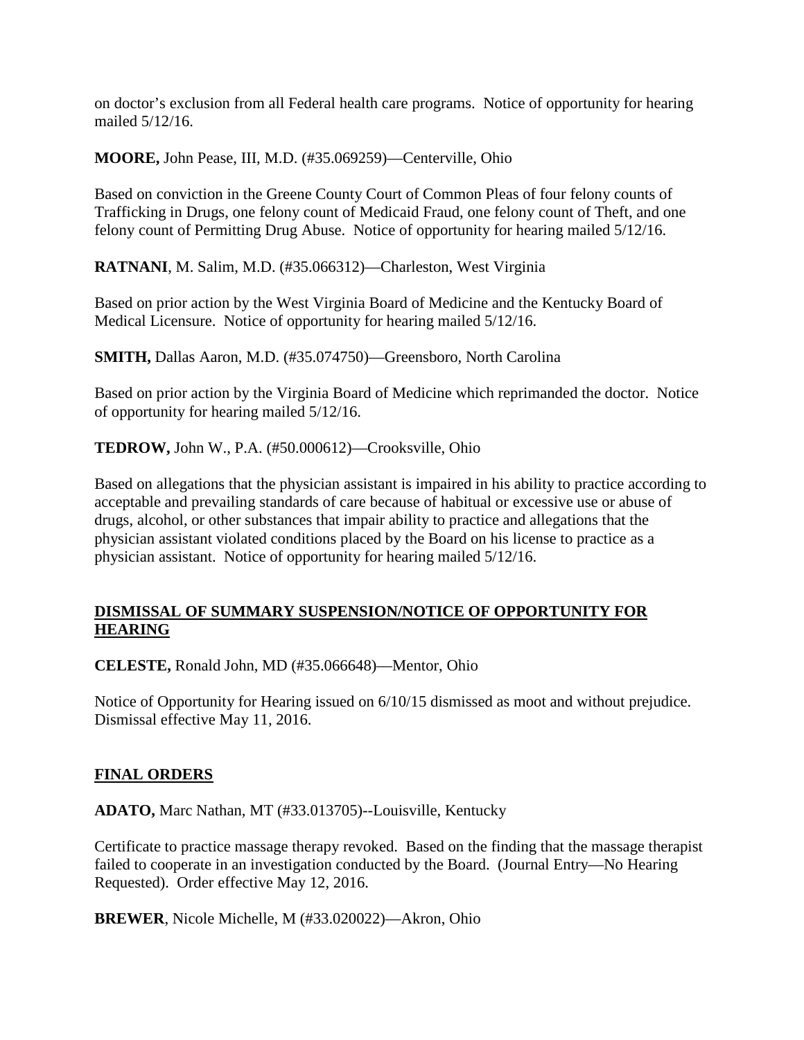on doctor's exclusion from all Federal health care programs. Notice of opportunity for hearing mailed 5/12/16.

**MOORE,** John Pease, III, M.D. (#35.069259)—Centerville, Ohio

Based on conviction in the Greene County Court of Common Pleas of four felony counts of Trafficking in Drugs, one felony count of Medicaid Fraud, one felony count of Theft, and one felony count of Permitting Drug Abuse. Notice of opportunity for hearing mailed 5/12/16.

**RATNANI**, M. Salim, M.D. (#35.066312)—Charleston, West Virginia

Based on prior action by the West Virginia Board of Medicine and the Kentucky Board of Medical Licensure. Notice of opportunity for hearing mailed 5/12/16.

**SMITH,** Dallas Aaron, M.D. (#35.074750)—Greensboro, North Carolina

Based on prior action by the Virginia Board of Medicine which reprimanded the doctor. Notice of opportunity for hearing mailed 5/12/16.

**TEDROW,** John W., P.A. (#50.000612)—Crooksville, Ohio

Based on allegations that the physician assistant is impaired in his ability to practice according to acceptable and prevailing standards of care because of habitual or excessive use or abuse of drugs, alcohol, or other substances that impair ability to practice and allegations that the physician assistant violated conditions placed by the Board on his license to practice as a physician assistant. Notice of opportunity for hearing mailed 5/12/16.

## DISMISSAL OF SUMMARY SUSPENSION/NOTICE OF OPPORTUNITY FOR HEARING

**CELESTE,** Ronald John, MD (#35.066648)—Mentor, Ohio

Notice of Opportunity for Hearing issued on 6/10/15 dismissed as moot and without prejudice. Dismissal effective May 11, 2016.

## FINAL ORDERS

**ADATO,** Marc Nathan, MT (#33.013705)--Louisville, Kentucky

Certificate to practice massage therapy revoked. Based on the finding that the massage therapist failed to cooperate in an investigation conducted by the Board. (Journal Entry—No Hearing Requested). Order effective May 12, 2016.

**BREWER**, Nicole Michelle, M (#33.020022)—Akron, Ohio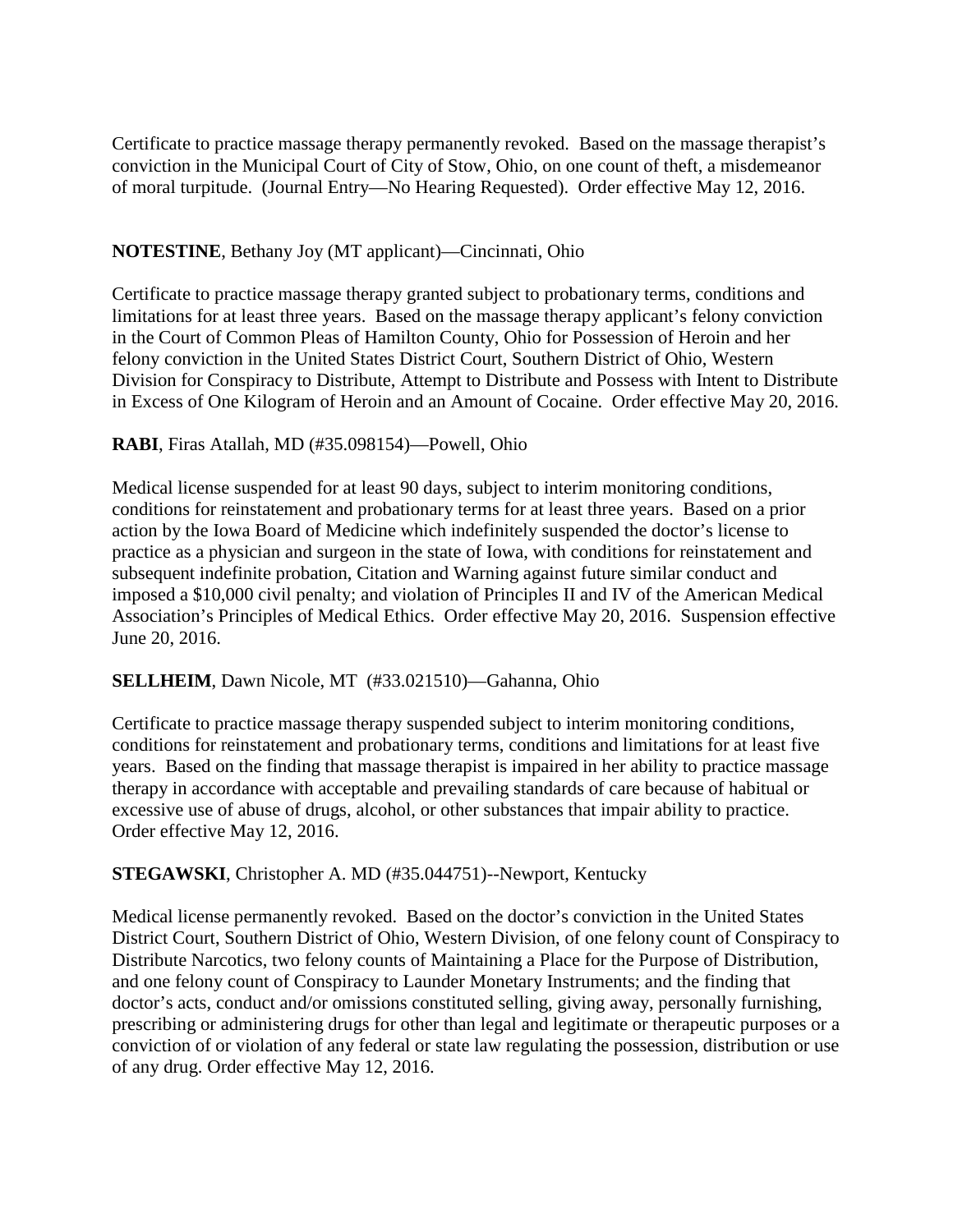Certificate to practice massage therapy permanently revoked. Based on the massage therapist's conviction in the Municipal Court of City of Stow, Ohio, on one count of theft, a misdemeanor of moral turpitude. (Journal Entry—No Hearing Requested). Order effective May 12, 2016.

**NOTESTINE**, Bethany Joy (MT applicant)—Cincinnati, Ohio

Certificate to practice massage therapy granted subject to probationary terms, conditions and limitations for at least three years. Based on the massage therapy applicant's felony conviction in the Court of Common Pleas of Hamilton County, Ohio for Possession of Heroin and her felony conviction in the United States District Court, Southern District of Ohio, Western Division for Conspiracy to Distribute, Attempt to Distribute and Possess with Intent to Distribute in Excess of One Kilogram of Heroin and an Amount of Cocaine. Order effective May 20, 2016.

**RABI**, Firas Atallah, MD (#35.098154)—Powell, Ohio

Medical license suspended for at least 90 days, subject to interim monitoring conditions, conditions for reinstatement and probationary terms for at least three years. Based on a prior action by the Iowa Board of Medicine which indefinitely suspended the doctor's license to practice as a physician and surgeon in the state of Iowa, with conditions for reinstatement and subsequent indefinite probation, Citation and Warning against future similar conduct and imposed a $10,000 civil penalty; and violation of Principles II and IV of the American Medical Association's Principles of Medical Ethics. Order effective May 20, 2016. Suspension effective June 20, 2016.

**SELLHEIM**, Dawn Nicole, MT (#33.021510)—Gahanna, Ohio

Certificate to practice massage therapy suspended subject to interim monitoring conditions, conditions for reinstatement and probationary terms, conditions and limitations for at least five years. Based on the finding that massage therapist is impaired in her ability to practice massage therapy in accordance with acceptable and prevailing standards of care because of habitual or excessive use of abuse of drugs, alcohol, or other substances that impair ability to practice. Order effective May 12, 2016.

**STEGAWSKI**, Christopher A. MD (#35.044751)--Newport, Kentucky

Medical license permanently revoked. Based on the doctor's conviction in the United States District Court, Southern District of Ohio, Western Division, of one felony count of Conspiracy to Distribute Narcotics, two felony counts of Maintaining a Place for the Purpose of Distribution, and one felony count of Conspiracy to Launder Monetary Instruments; and the finding that doctor's acts, conduct and/or omissions constituted selling, giving away, personally furnishing, prescribing or administering drugs for other than legal and legitimate or therapeutic purposes or a conviction of or violation of any federal or state law regulating the possession, distribution or use of any drug. Order effective May 12, 2016.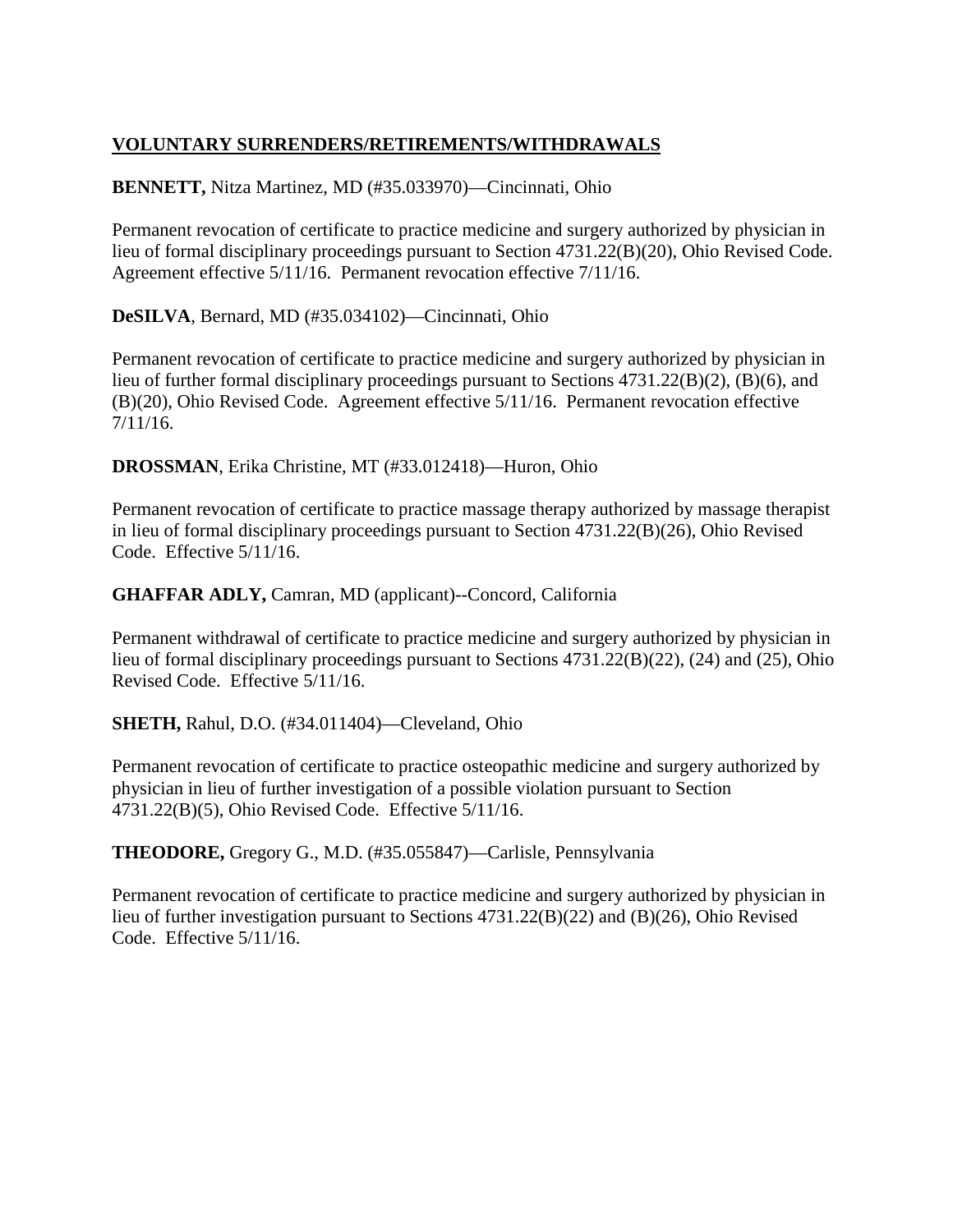**VOLUNTARY SURRENDERS/RETIREMENTS/WITHDRAWALS**

**BENNETT,** Nitza Martinez, MD (#35.033970)—Cincinnati, Ohio

Permanent revocation of certificate to practice medicine and surgery authorized by physician in lieu of formal disciplinary proceedings pursuant to Section 4731.22(B)(20), Ohio Revised Code. Agreement effective 5/11/16. Permanent revocation effective 7/11/16.

**DeSILVA**, Bernard, MD (#35.034102)—Cincinnati, Ohio

Permanent revocation of certificate to practice medicine and surgery authorized by physician in lieu of further formal disciplinary proceedings pursuant to Sections 4731.22(B)(2), (B)(6), and (B)(20), Ohio Revised Code. Agreement effective 5/11/16. Permanent revocation effective 7/11/16.

**DROSSMAN**, Erika Christine, MT (#33.012418)—Huron, Ohio

Permanent revocation of certificate to practice massage therapy authorized by massage therapist in lieu of formal disciplinary proceedings pursuant to Section 4731.22(B)(26), Ohio Revised Code. Effective 5/11/16.

**GHAFFAR ADLY,** Camran, MD (applicant)--Concord, California

Permanent withdrawal of certificate to practice medicine and surgery authorized by physician in lieu of formal disciplinary proceedings pursuant to Sections 4731.22(B)(22), (24) and (25), Ohio Revised Code. Effective 5/11/16.

**SHETH,** Rahul, D.O. (#34.011404)—Cleveland, Ohio

Permanent revocation of certificate to practice osteopathic medicine and surgery authorized by physician in lieu of further investigation of a possible violation pursuant to Section 4731.22(B)(5), Ohio Revised Code. Effective 5/11/16.

**THEODORE,** Gregory G., M.D. (#35.055847)—Carlisle, Pennsylvania

Permanent revocation of certificate to practice medicine and surgery authorized by physician in lieu of further investigation pursuant to Sections 4731.22(B)(22) and (B)(26), Ohio Revised Code. Effective 5/11/16.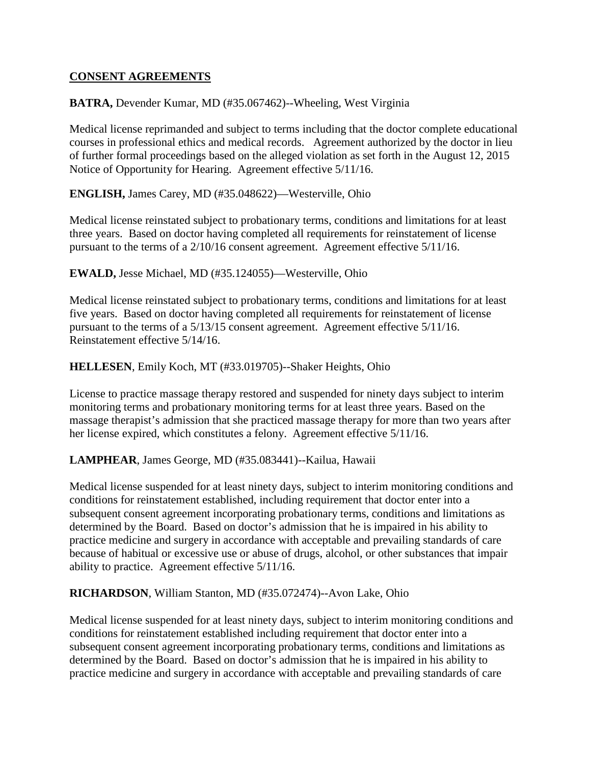## CONSENT AGREEMENTS

**BATRA,** Devender Kumar, MD (#35.067462)--Wheeling, West Virginia

Medical license reprimanded and subject to terms including that the doctor complete educational courses in professional ethics and medical records. Agreement authorized by the doctor in lieu of further formal proceedings based on the alleged violation as set forth in the August 12, 2015 Notice of Opportunity for Hearing. Agreement effective 5/11/16.

**ENGLISH,** James Carey, MD (#35.048622)—Westerville, Ohio

Medical license reinstated subject to probationary terms, conditions and limitations for at least three years. Based on doctor having completed all requirements for reinstatement of license pursuant to the terms of a 2/10/16 consent agreement. Agreement effective 5/11/16.

**EWALD,** Jesse Michael, MD (#35.124055)—Westerville, Ohio

Medical license reinstated subject to probationary terms, conditions and limitations for at least five years. Based on doctor having completed all requirements for reinstatement of license pursuant to the terms of a 5/13/15 consent agreement. Agreement effective 5/11/16. Reinstatement effective 5/14/16.

**HELLESEN**, Emily Koch, MT (#33.019705)--Shaker Heights, Ohio

License to practice massage therapy restored and suspended for ninety days subject to interim monitoring terms and probationary monitoring terms for at least three years. Based on the massage therapist's admission that she practiced massage therapy for more than two years after her license expired, which constitutes a felony. Agreement effective 5/11/16.

**LAMPHEAR**, James George, MD (#35.083441)--Kailua, Hawaii

Medical license suspended for at least ninety days, subject to interim monitoring conditions and conditions for reinstatement established, including requirement that doctor enter into a subsequent consent agreement incorporating probationary terms, conditions and limitations as determined by the Board. Based on doctor's admission that he is impaired in his ability to practice medicine and surgery in accordance with acceptable and prevailing standards of care because of habitual or excessive use or abuse of drugs, alcohol, or other substances that impair ability to practice. Agreement effective 5/11/16.

**RICHARDSON**, William Stanton, MD (#35.072474)--Avon Lake, Ohio

Medical license suspended for at least ninety days, subject to interim monitoring conditions and conditions for reinstatement established including requirement that doctor enter into a subsequent consent agreement incorporating probationary terms, conditions and limitations as determined by the Board. Based on doctor's admission that he is impaired in his ability to practice medicine and surgery in accordance with acceptable and prevailing standards of care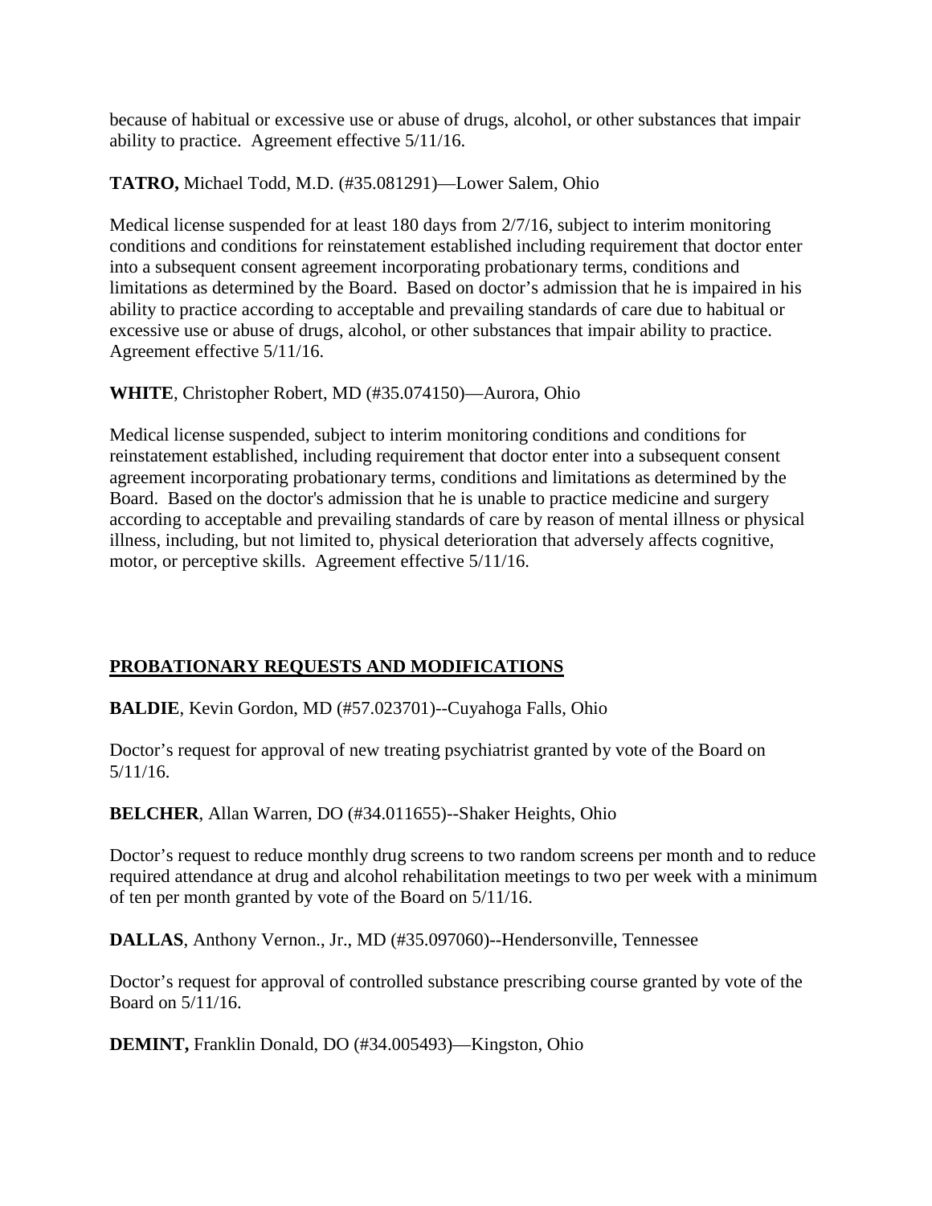because of habitual or excessive use or abuse of drugs, alcohol, or other substances that impair ability to practice. Agreement effective 5/11/16.

**TATRO,** Michael Todd, M.D. (#35.081291)—Lower Salem, Ohio

Medical license suspended for at least 180 days from 2/7/16, subject to interim monitoring conditions and conditions for reinstatement established including requirement that doctor enter into a subsequent consent agreement incorporating probationary terms, conditions and limitations as determined by the Board. Based on doctor's admission that he is impaired in his ability to practice according to acceptable and prevailing standards of care due to habitual or excessive use or abuse of drugs, alcohol, or other substances that impair ability to practice. Agreement effective 5/11/16.

**WHITE**, Christopher Robert, MD (#35.074150)—Aurora, Ohio

Medical license suspended, subject to interim monitoring conditions and conditions for reinstatement established, including requirement that doctor enter into a subsequent consent agreement incorporating probationary terms, conditions and limitations as determined by the Board. Based on the doctor's admission that he is unable to practice medicine and surgery according to acceptable and prevailing standards of care by reason of mental illness or physical illness, including, but not limited to, physical deterioration that adversely affects cognitive, motor, or perceptive skills. Agreement effective 5/11/16.

## PROBATIONARY REQUESTS AND MODIFICATIONS

**BALDIE**, Kevin Gordon, MD (#57.023701)--Cuyahoga Falls, Ohio

Doctor's request for approval of new treating psychiatrist granted by vote of the Board on 5/11/16.

**BELCHER**, Allan Warren, DO (#34.011655)--Shaker Heights, Ohio

Doctor's request to reduce monthly drug screens to two random screens per month and to reduce required attendance at drug and alcohol rehabilitation meetings to two per week with a minimum of ten per month granted by vote of the Board on 5/11/16.

**DALLAS**, Anthony Vernon., Jr., MD (#35.097060)--Hendersonville, Tennessee

Doctor's request for approval of controlled substance prescribing course granted by vote of the Board on 5/11/16.

**DEMINT,** Franklin Donald, DO (#34.005493)—Kingston, Ohio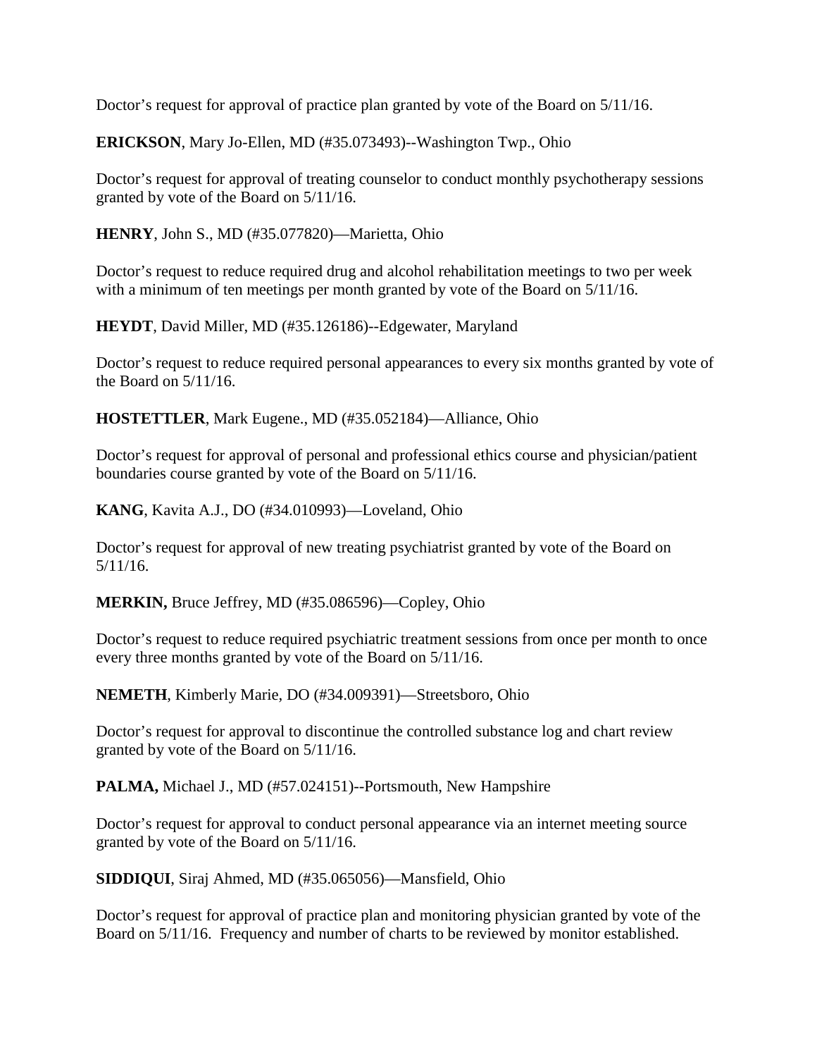Doctor’s request for approval of practice plan granted by vote of the Board on 5/11/16.

**ERICKSON**, Mary Jo-Ellen, MD (#35.073493)--Washington Twp., Ohio

Doctor’s request for approval of treating counselor to conduct monthly psychotherapy sessions granted by vote of the Board on 5/11/16.

**HENRY**, John S., MD (#35.077820)—Marietta, Ohio

Doctor’s request to reduce required drug and alcohol rehabilitation meetings to two per week with a minimum of ten meetings per month granted by vote of the Board on 5/11/16.

**HEYDT**, David Miller, MD (#35.126186)--Edgewater, Maryland

Doctor’s request to reduce required personal appearances to every six months granted by vote of the Board on 5/11/16.

**HOSTETTLER**, Mark Eugene., MD (#35.052184)—Alliance, Ohio

Doctor’s request for approval of personal and professional ethics course and physician/patient boundaries course granted by vote of the Board on 5/11/16.

**KANG**, Kavita A.J., DO (#34.010993)—Loveland, Ohio

Doctor’s request for approval of new treating psychiatrist granted by vote of the Board on 5/11/16.

**MERKIN,** Bruce Jeffrey, MD (#35.086596)—Copley, Ohio

Doctor’s request to reduce required psychiatric treatment sessions from once per month to once every three months granted by vote of the Board on 5/11/16.

**NEMETH**, Kimberly Marie, DO (#34.009391)—Streetsboro, Ohio

Doctor’s request for approval to discontinue the controlled substance log and chart review granted by vote of the Board on 5/11/16.

**PALMA,** Michael J., MD (#57.024151)--Portsmouth, New Hampshire

Doctor’s request for approval to conduct personal appearance via an internet meeting source granted by vote of the Board on 5/11/16.

**SIDDIQUI**, Siraj Ahmed, MD (#35.065056)—Mansfield, Ohio

Doctor’s request for approval of practice plan and monitoring physician granted by vote of the Board on 5/11/16. Frequency and number of charts to be reviewed by monitor established.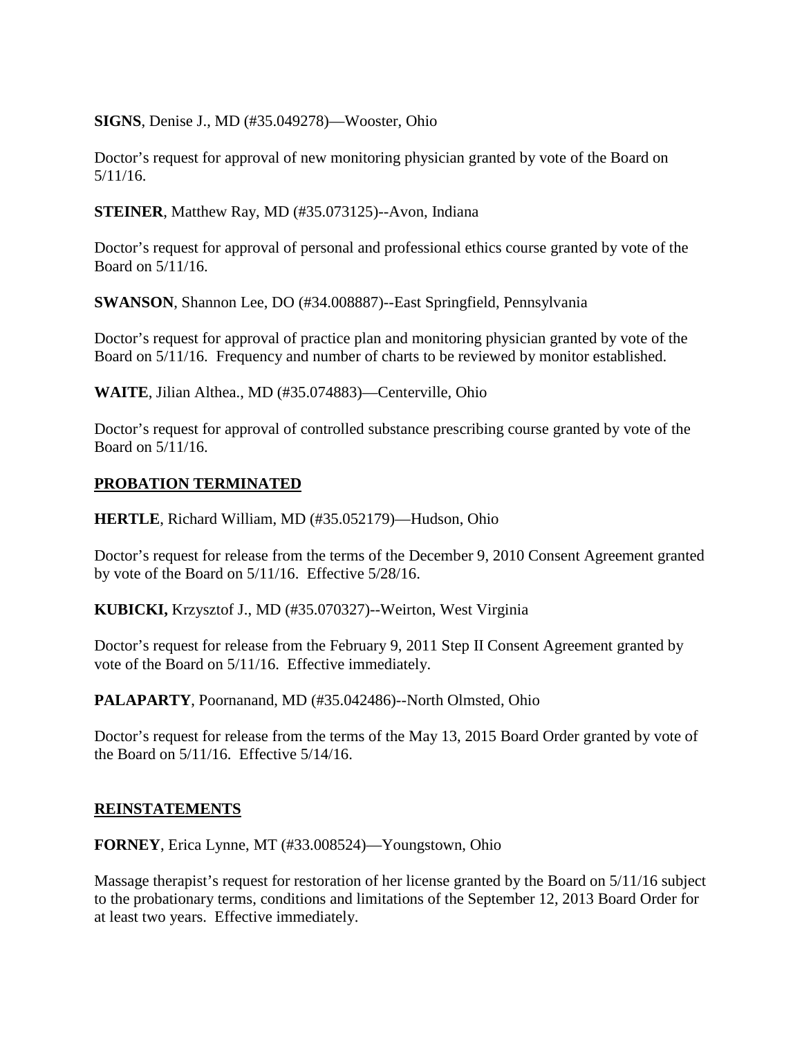**SIGNS**, Denise J., MD (#35.049278)—Wooster, Ohio

Doctor's request for approval of new monitoring physician granted by vote of the Board on 5/11/16.

**STEINER**, Matthew Ray, MD (#35.073125)--Avon, Indiana

Doctor's request for approval of personal and professional ethics course granted by vote of the Board on 5/11/16.

**SWANSON**, Shannon Lee, DO (#34.008887)--East Springfield, Pennsylvania

Doctor's request for approval of practice plan and monitoring physician granted by vote of the Board on 5/11/16. Frequency and number of charts to be reviewed by monitor established.

**WAITE**, Jilian Althea., MD (#35.074883)—Centerville, Ohio

Doctor's request for approval of controlled substance prescribing course granted by vote of the Board on 5/11/16.

## PROBATION TERMINATED

**HERTLE**, Richard William, MD (#35.052179)—Hudson, Ohio

Doctor's request for release from the terms of the December 9, 2010 Consent Agreement granted by vote of the Board on 5/11/16. Effective 5/28/16.

**KUBICKI,** Krzysztof J., MD (#35.070327)--Weirton, West Virginia

Doctor's request for release from the February 9, 2011 Step II Consent Agreement granted by vote of the Board on 5/11/16. Effective immediately.

**PALAPARTY**, Poornanand, MD (#35.042486)--North Olmsted, Ohio

Doctor's request for release from the terms of the May 13, 2015 Board Order granted by vote of the Board on 5/11/16. Effective 5/14/16.

## REINSTATEMENTS

**FORNEY**, Erica Lynne, MT (#33.008524)—Youngstown, Ohio

Massage therapist's request for restoration of her license granted by the Board on 5/11/16 subject to the probationary terms, conditions and limitations of the September 12, 2013 Board Order for at least two years. Effective immediately.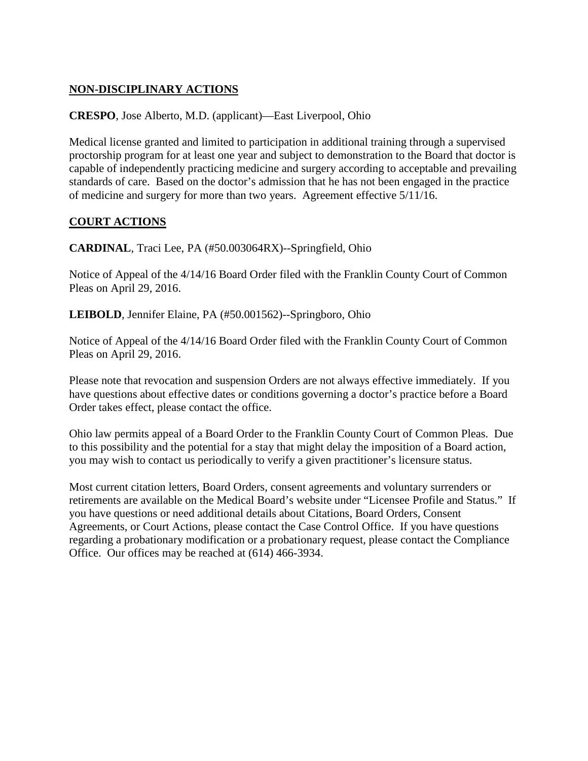## NON-DISCIPLINARY ACTIONS

**CRESPO**, Jose Alberto, M.D. (applicant)—East Liverpool, Ohio

Medical license granted and limited to participation in additional training through a supervised proctorship program for at least one year and subject to demonstration to the Board that doctor is capable of independently practicing medicine and surgery according to acceptable and prevailing standards of care. Based on the doctor's admission that he has not been engaged in the practice of medicine and surgery for more than two years. Agreement effective 5/11/16.

## COURT ACTIONS

**CARDINAL**, Traci Lee, PA (#50.003064RX)--Springfield, Ohio

Notice of Appeal of the 4/14/16 Board Order filed with the Franklin County Court of Common Pleas on April 29, 2016.

**LEIBOLD**, Jennifer Elaine, PA (#50.001562)--Springboro, Ohio

Notice of Appeal of the 4/14/16 Board Order filed with the Franklin County Court of Common Pleas on April 29, 2016.

Please note that revocation and suspension Orders are not always effective immediately. If you have questions about effective dates or conditions governing a doctor's practice before a Board Order takes effect, please contact the office.

Ohio law permits appeal of a Board Order to the Franklin County Court of Common Pleas. Due to this possibility and the potential for a stay that might delay the imposition of a Board action, you may wish to contact us periodically to verify a given practitioner's licensure status.

Most current citation letters, Board Orders, consent agreements and voluntary surrenders or retirements are available on the Medical Board's website under "Licensee Profile and Status." If you have questions or need additional details about Citations, Board Orders, Consent Agreements, or Court Actions, please contact the Case Control Office. If you have questions regarding a probationary modification or a probationary request, please contact the Compliance Office. Our offices may be reached at (614) 466-3934.